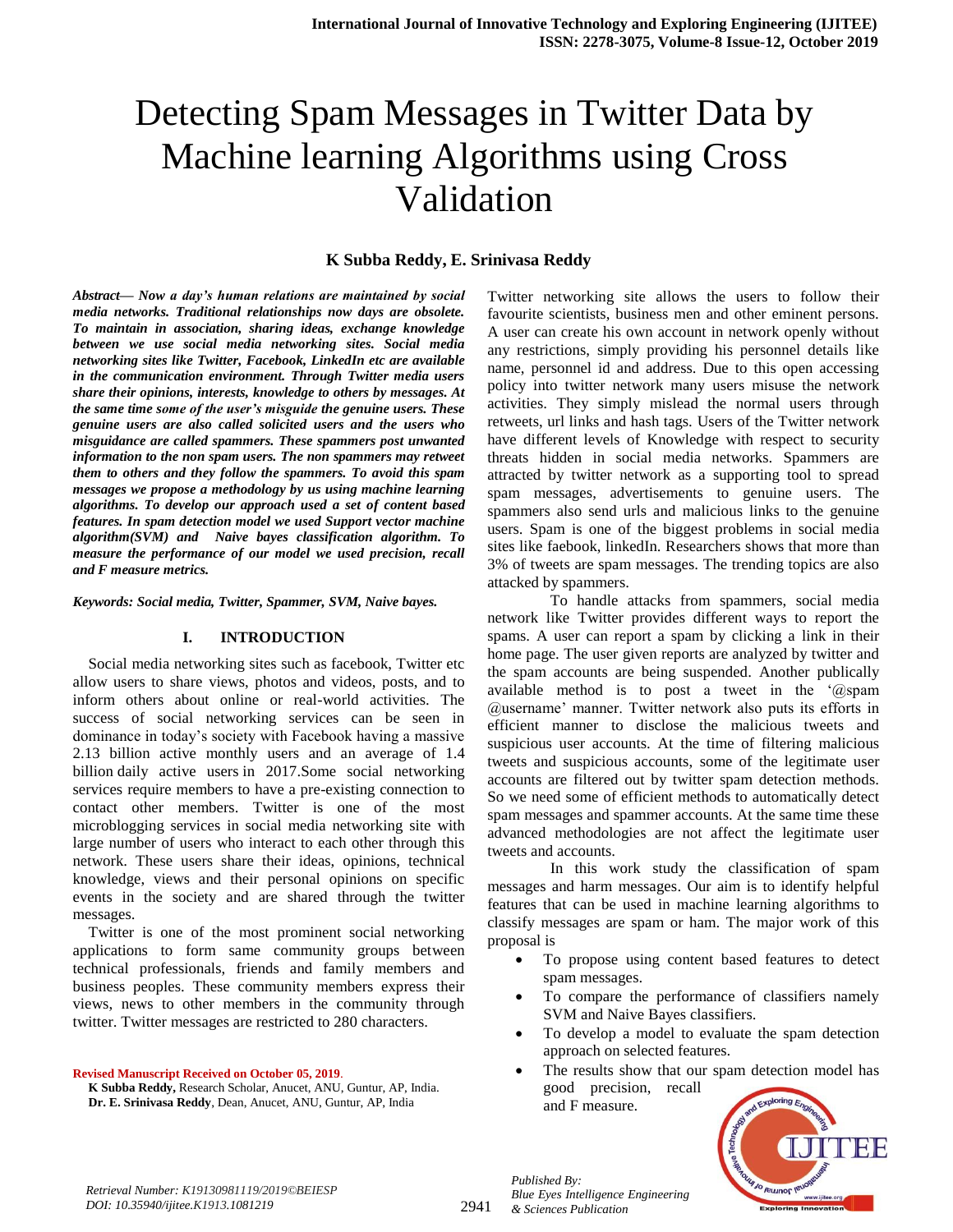# Detecting Spam Messages in Twitter Data by Machine learning Algorithms using Cross Validation

**K Subba Reddy, E. Srinivasa Reddy**

***Abstract— Now a day's human relations are maintained by social media networks. Traditional relationships now days are obsolete. To maintain in association, sharing ideas, exchange knowledge between we use social media networking sites. Social media networking sites like Twitter, Facebook, LinkedIn etc are available in the communication environment. Through Twitter media users share their opinions, interests, knowledge to others by messages. At the same time some of the user's misguide the genuine users. These genuine users are also called solicited users and the users who misguidance are called spammers. These spammers post unwanted information to the non spam users. The non spammers may retweet them to others and they follow the spammers. To avoid this spam messages we propose a methodology by us using machine learning algorithms. To develop our approach used a set of content based features. In spam detection model we used Support vector machine algorithm(SVM) and Naive bayes classification algorithm. To measure the performance of our model we used precision, recall and F measure metrics.***

***Keywords: Social media, Twitter, Spammer, SVM, Naive bayes.***

## I. INTRODUCTION

Social media networking sites such as facebook, Twitter etc allow users to share views, photos and videos, posts, and to inform others about online or real-world activities. The success of social networking services can be seen in dominance in today's society with Facebook having a massive 2.13 billion active monthly users and an average of 1.4 billion daily active users in 2017.Some social networking services require members to have a pre-existing connection to contact other members. Twitter is one of the most microblogging services in social media networking site with large number of users who interact to each other through this network. These users share their ideas, opinions, technical knowledge, views and their personal opinions on specific events in the society and are shared through the twitter messages.

Twitter is one of the most prominent social networking applications to form same community groups between technical professionals, friends and family members and business peoples. These community members express their views, news to other members in the community through twitter. Twitter messages are restricted to 280 characters.

Twitter networking site allows the users to follow their favourite scientists, business men and other eminent persons. A user can create his own account in network openly without any restrictions, simply providing his personnel details like name, personnel id and address. Due to this open accessing policy into twitter network many users misuse the network activities. They simply mislead the normal users through retweets, url links and hash tags. Users of the Twitter network have different levels of Knowledge with respect to security threats hidden in social media networks. Spammers are attracted by twitter network as a supporting tool to spread spam messages, advertisements to genuine users. The spammers also send urls and malicious links to the genuine users. Spam is one of the biggest problems in social media sites like faebook, linkedIn. Researchers shows that more than 3% of tweets are spam messages. The trending topics are also attacked by spammers.

To handle attacks from spammers, social media network like Twitter provides different ways to report the spams. A user can report a spam by clicking a link in their home page. The user given reports are analyzed by twitter and the spam accounts are being suspended. Another publically available method is to post a tweet in the '@spam @username' manner. Twitter network also puts its efforts in efficient manner to disclose the malicious tweets and suspicious user accounts. At the time of filtering malicious tweets and suspicious accounts, some of the legitimate user accounts are filtered out by twitter spam detection methods. So we need some of efficient methods to automatically detect spam messages and spammer accounts. At the same time these advanced methodologies are not affect the legitimate user tweets and accounts.

In this work study the classification of spam messages and harm messages. Our aim is to identify helpful features that can be used in machine learning algorithms to classify messages are spam or ham. The major work of this proposal is

- To propose using content based features to detect spam messages.
- To compare the performance of classifiers namely SVM and Naive Bayes classifiers.
- To develop a model to evaluate the spam detection approach on selected features.
- The results show that our spam detection model has good precision, recall and F measure.

**Revised Manuscript Received on October 05, 2019.**

**K Subba Reddy,** Research Scholar, Anucet, ANU, Guntur, AP, India.

**Dr. E. Srinivasa Reddy**, Dean, Anucet, ANU, Guntur, AP, India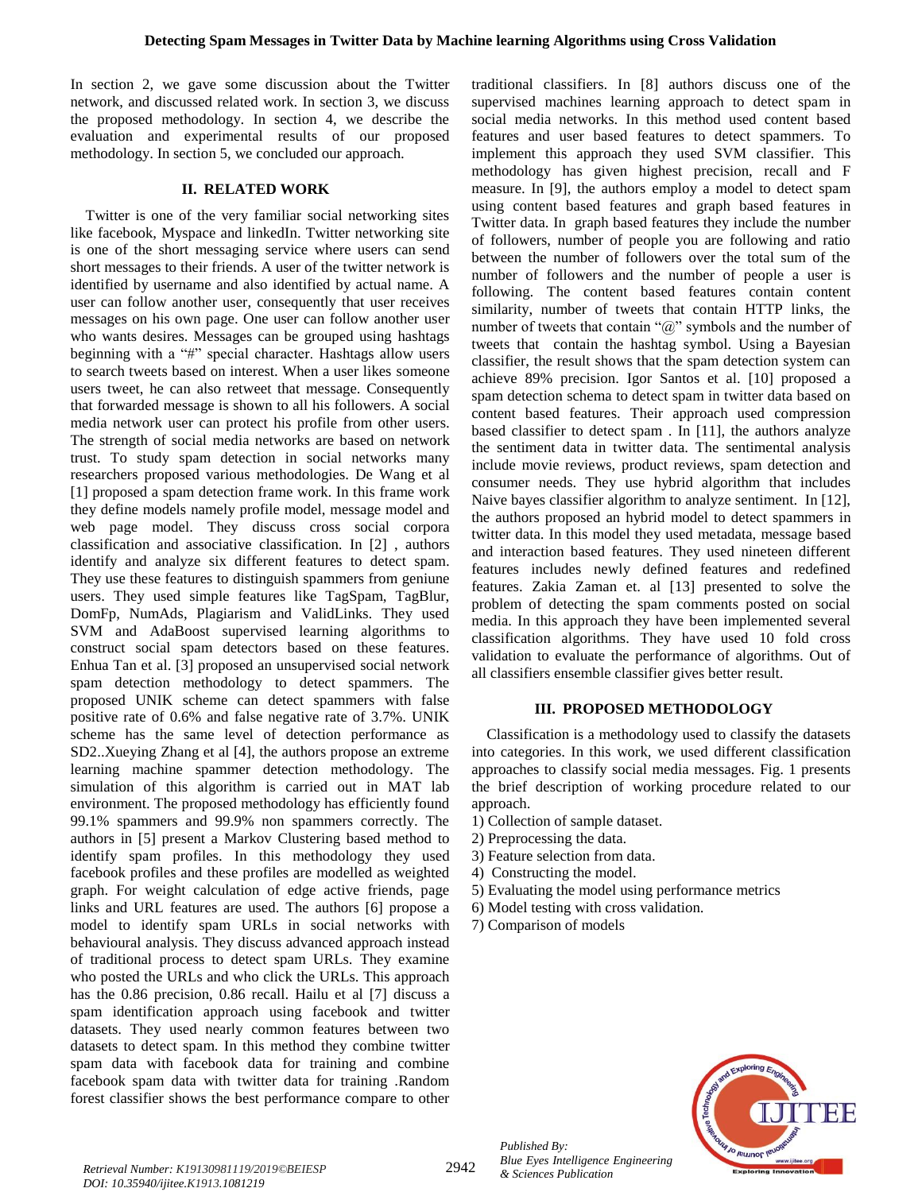In section 2, we gave some discussion about the Twitter network, and discussed related work. In section 3, we discuss the proposed methodology. In section 4, we describe the evaluation and experimental results of our proposed methodology. In section 5, we concluded our approach.

## II. RELATED WORK

Twitter is one of the very familiar social networking sites like facebook, Myspace and linkedIn. Twitter networking site is one of the short messaging service where users can send short messages to their friends. A user of the twitter network is identified by username and also identified by actual name. A user can follow another user, consequently that user receives messages on his own page. One user can follow another user who wants desires. Messages can be grouped using hashtags beginning with a "#" special character. Hashtags allow users to search tweets based on interest. When a user likes someone users tweet, he can also retweet that message. Consequently that forwarded message is shown to all his followers. A social media network user can protect his profile from other users. The strength of social media networks are based on network trust. To study spam detection in social networks many researchers proposed various methodologies. De Wang et al [1] proposed a spam detection frame work. In this frame work they define models namely profile model, message model and web page model. They discuss cross social corpora classification and associative classification. In [2] , authors identify and analyze six different features to detect spam. They use these features to distinguish spammers from geniune users. They used simple features like TagSpam, TagBlur, DomFp, NumAds, Plagiarism and ValidLinks. They used SVM and AdaBoost supervised learning algorithms to construct social spam detectors based on these features. Enhua Tan et al. [3] proposed an unsupervised social network spam detection methodology to detect spammers. The proposed UNIK scheme can detect spammers with false positive rate of 0.6% and false negative rate of 3.7%. UNIK scheme has the same level of detection performance as SD2..Xueying Zhang et al [4], the authors propose an extreme learning machine spammer detection methodology. The simulation of this algorithm is carried out in MAT lab environment. The proposed methodology has efficiently found 99.1% spammers and 99.9% non spammers correctly. The authors in [5] present a Markov Clustering based method to identify spam profiles. In this methodology they used facebook profiles and these profiles are modelled as weighted graph. For weight calculation of edge active friends, page links and URL features are used. The authors [6] propose a model to identify spam URLs in social networks with behavioural analysis. They discuss advanced approach instead of traditional process to detect spam URLs. They examine who posted the URLs and who click the URLs. This approach has the 0.86 precision, 0.86 recall. Hailu et al [7] discuss a spam identification approach using facebook and twitter datasets. They used nearly common features between two datasets to detect spam. In this method they combine twitter spam data with facebook data for training and combine facebook spam data with twitter data for training .Random forest classifier shows the best performance compare to other traditional classifiers. In [8] authors discuss one of the supervised machines learning approach to detect spam in social media networks. In this method used content based features and user based features to detect spammers. To implement this approach they used SVM classifier. This methodology has given highest precision, recall and F measure. In [9], the authors employ a model to detect spam using content based features and graph based features in Twitter data. In graph based features they include the number of followers, number of people you are following and ratio between the number of followers over the total sum of the number of followers and the number of people a user is following. The content based features contain content similarity, number of tweets that contain HTTP links, the number of tweets that contain "@" symbols and the number of tweets that contain the hashtag symbol. Using a Bayesian classifier, the result shows that the spam detection system can achieve 89% precision. Igor Santos et al. [10] proposed a spam detection schema to detect spam in twitter data based on content based features. Their approach used compression based classifier to detect spam . In [11], the authors analyze the sentiment data in twitter data. The sentimental analysis include movie reviews, product reviews, spam detection and consumer needs. They use hybrid algorithm that includes Naive bayes classifier algorithm to analyze sentiment. In [12], the authors proposed an hybrid model to detect spammers in twitter data. In this model they used metadata, message based and interaction based features. They used nineteen different features includes newly defined features and redefined features. Zakia Zaman et. al [13] presented to solve the problem of detecting the spam comments posted on social media. In this approach they have been implemented several classification algorithms. They have used 10 fold cross validation to evaluate the performance of algorithms. Out of all classifiers ensemble classifier gives better result.

## III. PROPOSED METHODOLOGY

Classification is a methodology used to classify the datasets into categories. In this work, we used different classification approaches to classify social media messages. Fig. 1 presents the brief description of working procedure related to our approach.

1) Collection of sample dataset.
2) Preprocessing the data.
3) Feature selection from data.
4) Constructing the model.
5) Evaluating the model using performance metrics
6) Model testing with cross validation.
7) Comparison of models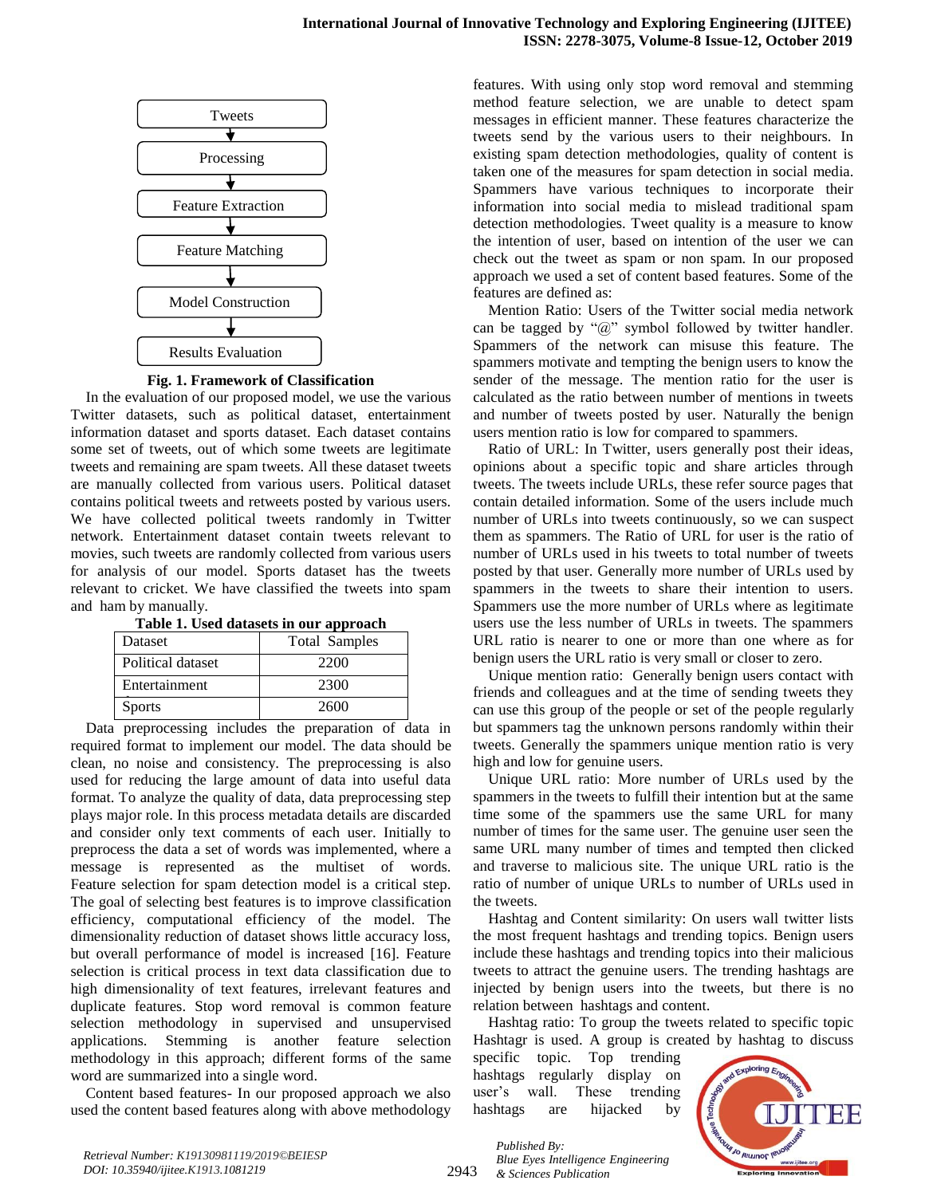Tweets → Processing → Feature Extraction → Feature Matching → Model Construction → Results Evaluation

**Fig. 1. Framework of Classification**

In the evaluation of our proposed model, we use the various Twitter datasets, such as political dataset, entertainment information dataset and sports dataset. Each dataset contains some set of tweets, out of which some tweets are legitimate tweets and remaining are spam tweets. All these dataset tweets are manually collected from various users. Political dataset contains political tweets and retweets posted by various users. We have collected political tweets randomly in Twitter network. Entertainment dataset contain tweets relevant to movies, such tweets are randomly collected from various users for analysis of our model. Sports dataset has the tweets relevant to cricket. We have classified the tweets into spam and ham by manually.

**Table 1. Used datasets in our approach**

| Dataset | Total Samples |
|---|---|
| Political dataset | 2200 |
| Entertainment | 2300 |
| Sports | 2600 |

Data preprocessing includes the preparation of data in required format to implement our model. The data should be clean, no noise and consistency. The preprocessing is also used for reducing the large amount of data into useful data format. To analyze the quality of data, data preprocessing step plays major role. In this process metadata details are discarded and consider only text comments of each user. Initially to preprocess the data a set of words was implemented, where a message is represented as the multiset of words. Feature selection for spam detection model is a critical step. The goal of selecting best features is to improve classification efficiency, computational efficiency of the model. The dimensionality reduction of dataset shows little accuracy loss, but overall performance of model is increased [16]. Feature selection is critical process in text data classification due to high dimensionality of text features, irrelevant features and duplicate features. Stop word removal is common feature selection methodology in supervised and unsupervised applications. Stemming is another feature selection methodology in this approach; different forms of the same word are summarized into a single word.

Content based features- In our proposed approach we also used the content based features along with above methodology features. With using only stop word removal and stemming method feature selection, we are unable to detect spam messages in efficient manner. These features characterize the tweets send by the various users to their neighbours. In existing spam detection methodologies, quality of content is taken one of the measures for spam detection in social media. Spammers have various techniques to incorporate their information into social media to mislead traditional spam detection methodologies. Tweet quality is a measure to know the intention of user, based on intention of the user we can check out the tweet as spam or non spam. In our proposed approach we used a set of content based features. Some of the features are defined as:

Mention Ratio: Users of the Twitter social media network can be tagged by "@" symbol followed by twitter handler. Spammers of the network can misuse this feature. The spammers motivate and tempting the benign users to know the sender of the message. The mention ratio for the user is calculated as the ratio between number of mentions in tweets and number of tweets posted by user. Naturally the benign users mention ratio is low for compared to spammers.

Ratio of URL: In Twitter, users generally post their ideas, opinions about a specific topic and share articles through tweets. The tweets include URLs, these refer source pages that contain detailed information. Some of the users include much number of URLs into tweets continuously, so we can suspect them as spammers. The Ratio of URL for user is the ratio of number of URLs used in his tweets to total number of tweets posted by that user. Generally more number of URLs used by spammers in the tweets to share their intention to users. Spammers use the more number of URLs where as legitimate users use the less number of URLs in tweets. The spammers URL ratio is nearer to one or more than one where as for benign users the URL ratio is very small or closer to zero.

Unique mention ratio: Generally benign users contact with friends and colleagues and at the time of sending tweets they can use this group of the people or set of the people regularly but spammers tag the unknown persons randomly within their tweets. Generally the spammers unique mention ratio is very high and low for genuine users.

Unique URL ratio: More number of URLs used by the spammers in the tweets to fulfill their intention but at the same time some of the spammers use the same URL for many number of times for the same user. The genuine user seen the same URL many number of times and tempted then clicked and traverse to malicious site. The unique URL ratio is the ratio of number of unique URLs to number of URLs used in the tweets.

Hashtag and Content similarity: On users wall twitter lists the most frequent hashtags and trending topics. Benign users include these hashtags and trending topics into their malicious tweets to attract the genuine users. The trending hashtags are injected by benign users into the tweets, but there is no relation between hashtags and content.

Hashtag ratio: To group the tweets related to specific topic Hashtagr is used. A group is created by hashtag to discuss specific topic. Top trending hashtags regularly display on user's wall. These trending hashtags are hijacked by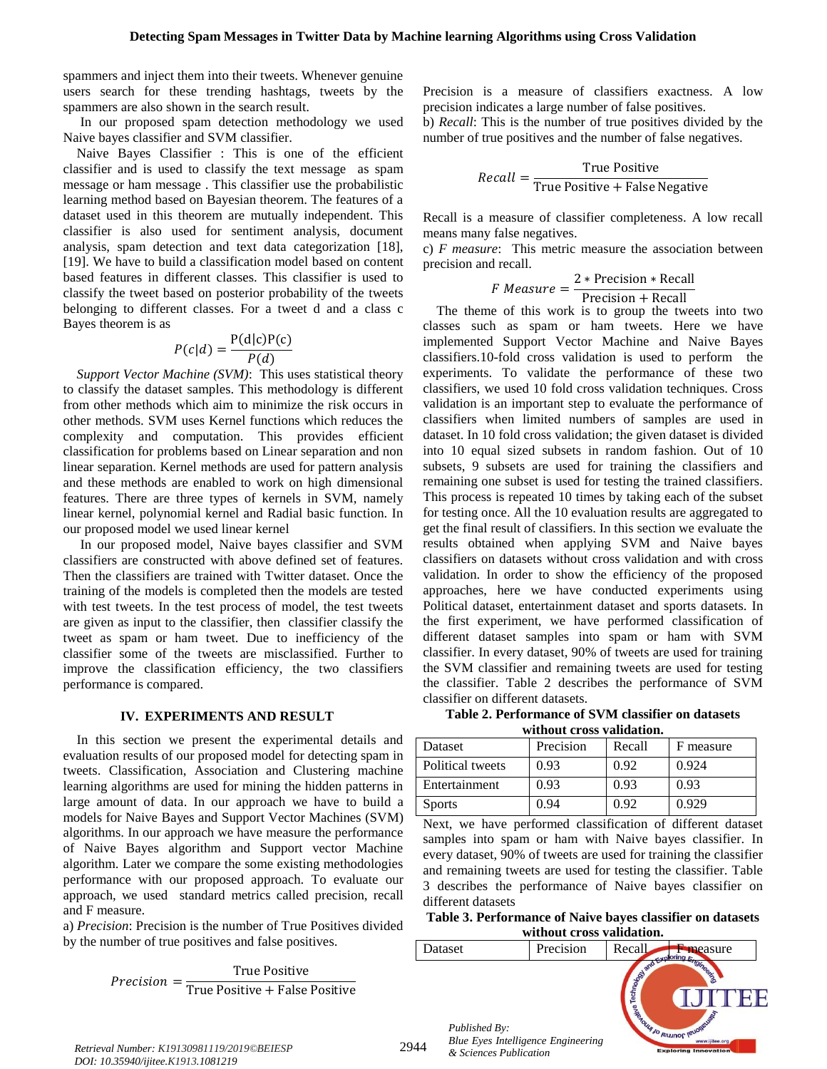spammers and inject them into their tweets. Whenever genuine users search for these trending hashtags, tweets by the spammers are also shown in the search result.

In our proposed spam detection methodology we used Naive bayes classifier and SVM classifier.

Naive Bayes Classifier : This is one of the efficient classifier and is used to classify the text message as spam message or ham message . This classifier use the probabilistic learning method based on Bayesian theorem. The features of a dataset used in this theorem are mutually independent. This classifier is also used for sentiment analysis, document analysis, spam detection and text data categorization [18], [19]. We have to build a classification model based on content based features in different classes. This classifier is used to classify the tweet based on posterior probability of the tweets belonging to different classes. For a tweet d and a class c Bayes theorem is as

$$P(c|d) = \frac{\mathrm{P(d|c)P(c)}}{P(d)}$$

*Support Vector Machine (SVM)*: This uses statistical theory to classify the dataset samples. This methodology is different from other methods which aim to minimize the risk occurs in other methods. SVM uses Kernel functions which reduces the complexity and computation. This provides efficient classification for problems based on Linear separation and non linear separation. Kernel methods are used for pattern analysis and these methods are enabled to work on high dimensional features. There are three types of kernels in SVM, namely linear kernel, polynomial kernel and Radial basic function. In our proposed model we used linear kernel

In our proposed model, Naive bayes classifier and SVM classifiers are constructed with above defined set of features. Then the classifiers are trained with Twitter dataset. Once the training of the models is completed then the models are tested with test tweets. In the test process of model, the test tweets are given as input to the classifier, then classifier classify the tweet as spam or ham tweet. Due to inefficiency of the classifier some of the tweets are misclassified. Further to improve the classification efficiency, the two classifiers performance is compared.

## IV. EXPERIMENTS AND RESULT

In this section we present the experimental details and evaluation results of our proposed model for detecting spam in tweets. Classification, Association and Clustering machine learning algorithms are used for mining the hidden patterns in large amount of data. In our approach we have to build a models for Naive Bayes and Support Vector Machines (SVM) algorithms. In our approach we have measure the performance of Naive Bayes algorithm and Support vector Machine algorithm. Later we compare the some existing methodologies performance with our proposed approach. To evaluate our approach, we used standard metrics called precision, recall and F measure.

a) *Precision*: Precision is the number of True Positives divided by the number of true positives and false positives.

$$Precision = \frac{\text{True Positive}}{\text{True Positive} + \text{False Positive}}$$

Precision is a measure of classifiers exactness. A low precision indicates a large number of false positives.

b) *Recall*: This is the number of true positives divided by the number of true positives and the number of false negatives.

$$Recall = \frac{\text{True Positive}}{\text{True Positive} + \text{False Negative}}$$

Recall is a measure of classifier completeness. A low recall means many false negatives.

c) *F measure*: This metric measure the association between precision and recall.

$$F\ Measure = \frac{2 * \text{Precision} * \text{Recall}}{\text{Precision} + \text{Recall}}$$

The theme of this work is to group the tweets into two classes such as spam or ham tweets. Here we have implemented Support Vector Machine and Naive Bayes classifiers.10-fold cross validation is used to perform the experiments. To validate the performance of these two classifiers, we used 10 fold cross validation techniques. Cross validation is an important step to evaluate the performance of classifiers when limited numbers of samples are used in dataset. In 10 fold cross validation; the given dataset is divided into 10 equal sized subsets in random fashion. Out of 10 subsets, 9 subsets are used for training the classifiers and remaining one subset is used for testing the trained classifiers. This process is repeated 10 times by taking each of the subset for testing once. All the 10 evaluation results are aggregated to get the final result of classifiers. In this section we evaluate the results obtained when applying SVM and Naive bayes classifiers on datasets without cross validation and with cross validation. In order to show the efficiency of the proposed approaches, here we have conducted experiments using Political dataset, entertainment dataset and sports datasets. In the first experiment, we have performed classification of different dataset samples into spam or ham with SVM classifier. In every dataset, 90% of tweets are used for training the SVM classifier and remaining tweets are used for testing the classifier. Table 2 describes the performance of SVM classifier on different datasets.

**Table 2. Performance of SVM classifier on datasets without cross validation.**

| Dataset | Precision | Recall | F measure |
|---|---|---|---|
| Political tweets | 0.93 | 0.92 | 0.924 |
| Entertainment | 0.93 | 0.93 | 0.93 |
| Sports | 0.94 | 0.92 | 0.929 |

Next, we have performed classification of different dataset samples into spam or ham with Naive bayes classifier. In every dataset, 90% of tweets are used for training the classifier and remaining tweets are used for testing the classifier. Table 3 describes the performance of Naive bayes classifier on different datasets

**Table 3. Performance of Naive bayes classifier on datasets without cross validation.**

| Dataset | Precision | Recall | F measure |
|---|---|---|---|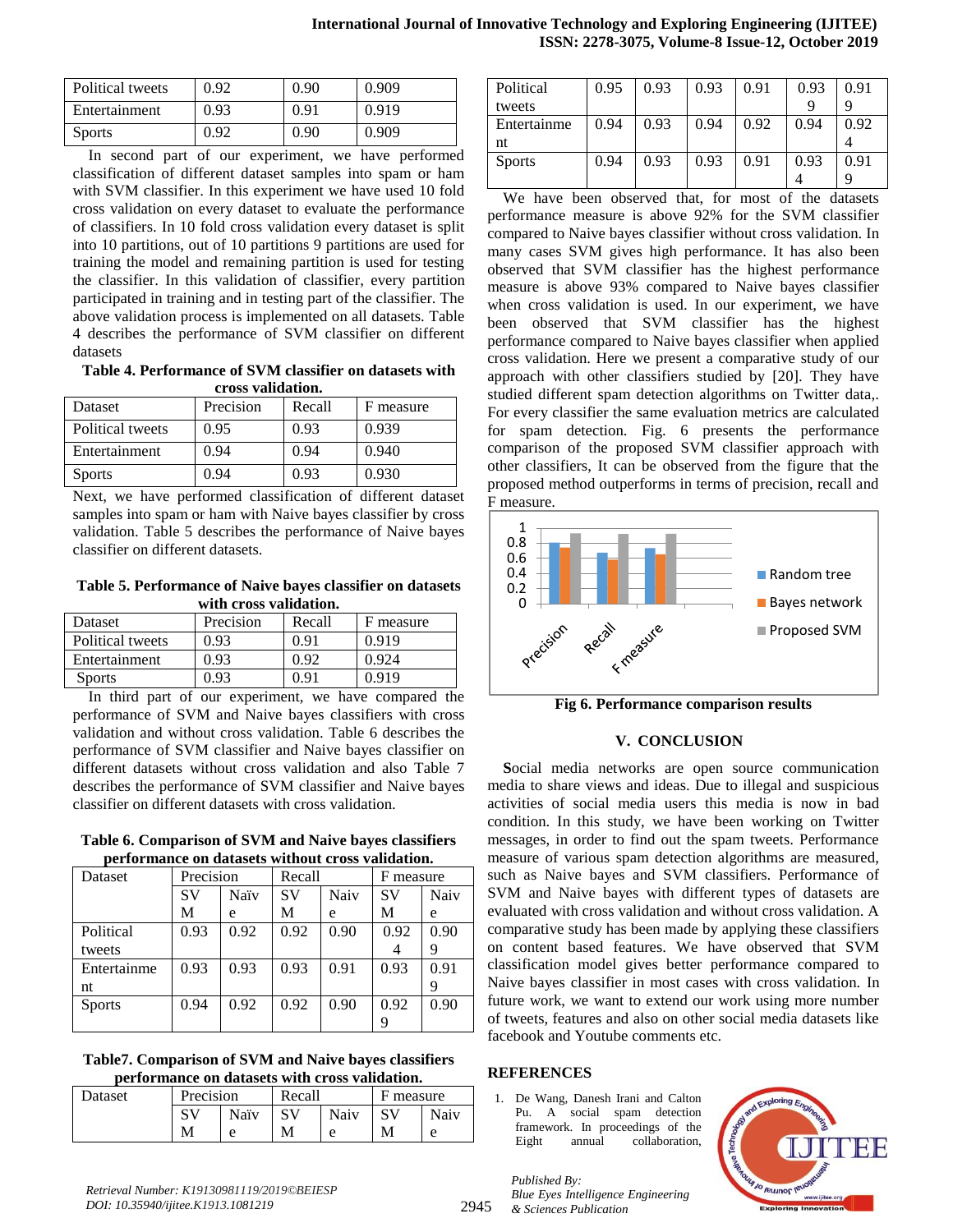| Political tweets | 0.92 | 0.90 | 0.909 |
|---|---|---|---|
| Entertainment | 0.93 | 0.91 | 0.919 |
| Sports | 0.92 | 0.90 | 0.909 |

In second part of our experiment, we have performed classification of different dataset samples into spam or ham with SVM classifier. In this experiment we have used 10 fold cross validation on every dataset to evaluate the performance of classifiers. In 10 fold cross validation every dataset is split into 10 partitions, out of 10 partitions 9 partitions are used for training the model and remaining partition is used for testing the classifier. In this validation of classifier, every partition participated in training and in testing part of the classifier. The above validation process is implemented on all datasets. Table 4 describes the performance of SVM classifier on different datasets

**Table 4. Performance of SVM classifier on datasets with cross validation.**

| Dataset | Precision | Recall | F measure |
|---|---|---|---|
| Political tweets | 0.95 | 0.93 | 0.939 |
| Entertainment | 0.94 | 0.94 | 0.940 |
| Sports | 0.94 | 0.93 | 0.930 |

Next, we have performed classification of different dataset samples into spam or ham with Naive bayes classifier by cross validation. Table 5 describes the performance of Naive bayes classifier on different datasets.

**Table 5. Performance of Naive bayes classifier on datasets with cross validation.**

| Dataset | Precision | Recall | F measure |
|---|---|---|---|
| Political tweets | 0.93 | 0.91 | 0.919 |
| Entertainment | 0.93 | 0.92 | 0.924 |
| Sports | 0.93 | 0.91 | 0.919 |

In third part of our experiment, we have compared the performance of SVM and Naive bayes classifiers with cross validation and without cross validation. Table 6 describes the performance of SVM classifier and Naive bayes classifier on different datasets without cross validation and also Table 7 describes the performance of SVM classifier and Naive bayes classifier on different datasets with cross validation.

**Table 6. Comparison of SVM and Naive bayes classifiers performance on datasets without cross validation.**

| Dataset | Precision | | Recall | | F measure | |
|---|---|---|---|---|---|---|
| | SVM | Naïve | SVM | Naive | SVM | Naive |
| Political tweets | 0.93 | 0.92 | 0.92 | 0.90 | 0.924 | 0.909 |
| Entertainment | 0.93 | 0.93 | 0.93 | 0.91 | 0.93 | 0.919 |
| Sports | 0.94 | 0.92 | 0.92 | 0.90 | 0.929 | 0.90 |

**Table7. Comparison of SVM and Naive bayes classifiers performance on datasets with cross validation.**

| Dataset | Precision | | Recall | | F measure | |
|---|---|---|---|---|---|---|
| | SVM | Naïve | SVM | Naive | SVM | Naive |
| Political tweets | 0.95 | 0.93 | 0.93 | 0.91 | 0.939 | 0.919 |
| Entertainment | 0.94 | 0.93 | 0.94 | 0.92 | 0.94 | 0.924 |
| Sports | 0.94 | 0.93 | 0.93 | 0.91 | 0.934 | 0.919 |

We have been observed that, for most of the datasets performance measure is above 92% for the SVM classifier compared to Naive bayes classifier without cross validation. In many cases SVM gives high performance. It has also been observed that SVM classifier has the highest performance measure is above 93% compared to Naive bayes classifier when cross validation is used. In our experiment, we have been observed that SVM classifier has the highest performance compared to Naive bayes classifier when applied cross validation. Here we present a comparative study of our approach with other classifiers studied by [20]. They have studied different spam detection algorithms on Twitter data,. For every classifier the same evaluation metrics are calculated for spam detection. Fig. 6 presents the performance comparison of the proposed SVM classifier approach with other classifiers, It can be observed from the figure that the proposed method outperforms in terms of precision, recall and F measure.

**Fig 6. Performance comparison results**

## V. CONCLUSION

**S**ocial media networks are open source communication media to share views and ideas. Due to illegal and suspicious activities of social media users this media is now in bad condition. In this study, we have been working on Twitter messages, in order to find out the spam tweets. Performance measure of various spam detection algorithms are measured, such as Naive bayes and SVM classifiers. Performance of SVM and Naive bayes with different types of datasets are evaluated with cross validation and without cross validation. A comparative study has been made by applying these classifiers on content based features. We have observed that SVM classification model gives better performance compared to Naive bayes classifier in most cases with cross validation. In future work, we want to extend our work using more number of tweets, features and also on other social media datasets like facebook and Youtube comments etc.

## REFERENCES

1. De Wang, Danesh Irani and Calton Pu. A social spam detection framework. In proceedings of the Eight annual collaboration,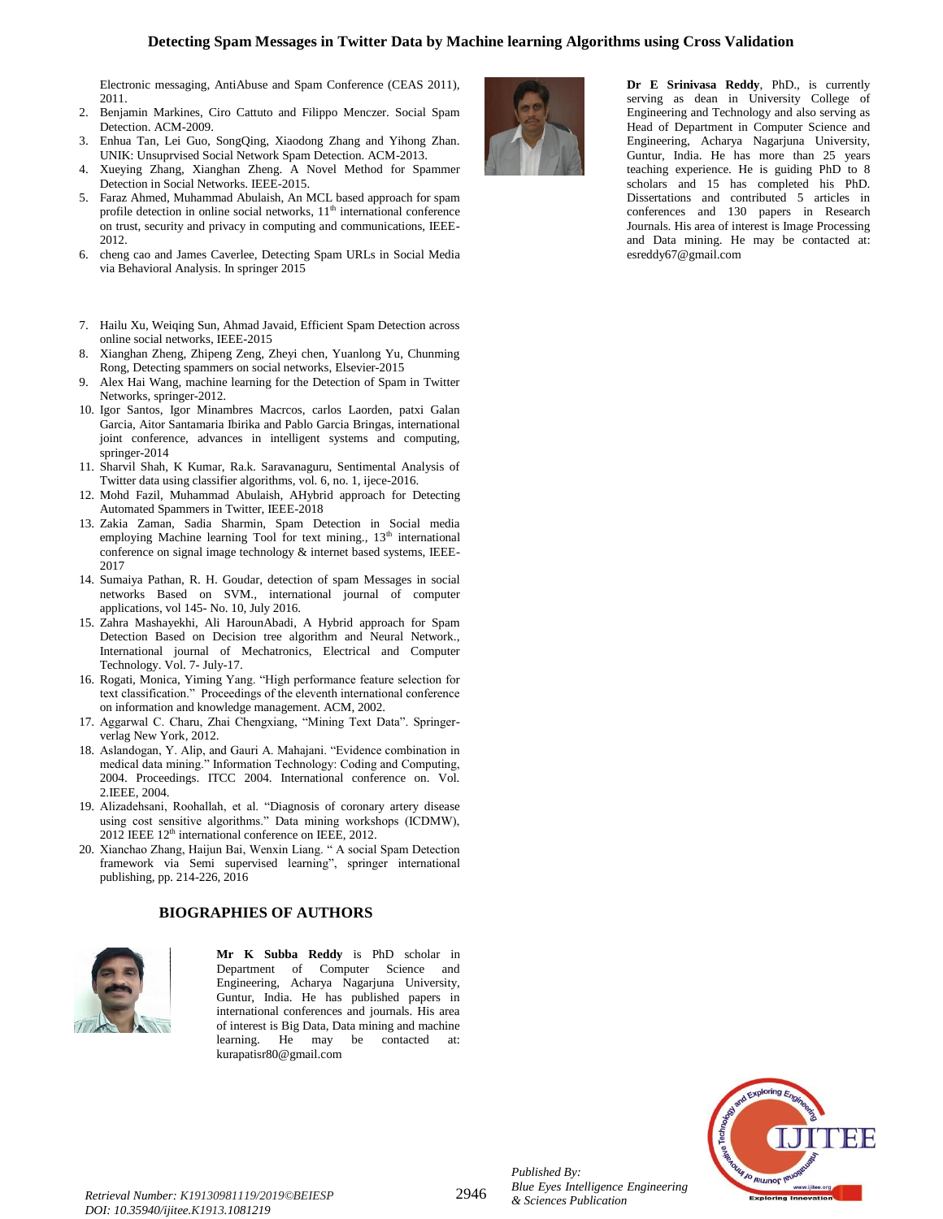Electronic messaging, AntiAbuse and Spam Conference (CEAS 2011), 2011.

2. Benjamin Markines, Ciro Cattuto and Filippo Menczer. Social Spam Detection. ACM-2009.
3. Enhua Tan, Lei Guo, SongQing, Xiaodong Zhang and Yihong Zhan. UNIK: Unsuprvised Social Network Spam Detection. ACM-2013.
4. Xueying Zhang, Xianghan Zheng. A Novel Method for Spammer Detection in Social Networks. IEEE-2015.
5. Faraz Ahmed, Muhammad Abulaish, An MCL based approach for spam profile detection in online social networks, 11th international conference on trust, security and privacy in computing and communications, IEEE-2012.
6. cheng cao and James Caverlee, Detecting Spam URLs in Social Media via Behavioral Analysis. In springer 2015
7. Hailu Xu, Weiqing Sun, Ahmad Javaid, Efficient Spam Detection across online social networks, IEEE-2015
8. Xianghan Zheng, Zhipeng Zeng, Zheyi chen, Yuanlong Yu, Chunming Rong, Detecting spammers on social networks, Elsevier-2015
9. Alex Hai Wang, machine learning for the Detection of Spam in Twitter Networks, springer-2012.
10. Igor Santos, Igor Minambres Macrcos, carlos Laorden, patxi Galan Garcia, Aitor Santamaria Ibirika and Pablo Garcia Bringas, international joint conference, advances in intelligent systems and computing, springer-2014
11. Sharvil Shah, K Kumar, Ra.k. Saravanaguru, Sentimental Analysis of Twitter data using classifier algorithms, vol. 6, no. 1, ijece-2016.
12. Mohd Fazil, Muhammad Abulaish, AHybrid approach for Detecting Automated Spammers in Twitter, IEEE-2018
13. Zakia Zaman, Sadia Sharmin, Spam Detection in Social media employing Machine learning Tool for text mining., 13th international conference on signal image technology & internet based systems, IEEE-2017
14. Sumaiya Pathan, R. H. Goudar, detection of spam Messages in social networks Based on SVM., international journal of computer applications, vol 145- No. 10, July 2016.
15. Zahra Mashayekhi, Ali HarounAbadi, A Hybrid approach for Spam Detection Based on Decision tree algorithm and Neural Network., International journal of Mechatronics, Electrical and Computer Technology. Vol. 7- July-17.
16. Rogati, Monica, Yiming Yang. "High performance feature selection for text classification." Proceedings of the eleventh international conference on information and knowledge management. ACM, 2002.
17. Aggarwal C. Charu, Zhai Chengxiang, "Mining Text Data". Springer-verlag New York, 2012.
18. Aslandogan, Y. Alip, and Gauri A. Mahajani. "Evidence combination in medical data mining." Information Technology: Coding and Computing, 2004. Proceedings. ITCC 2004. International conference on. Vol. 2.IEEE, 2004.
19. Alizadehsani, Roohallah, et al. "Diagnosis of coronary artery disease using cost sensitive algorithms." Data mining workshops (ICDMW), 2012 IEEE 12th international conference on IEEE, 2012.
20. Xianchao Zhang, Haijun Bai, Wenxin Liang. " A social Spam Detection framework via Semi supervised learning", springer international publishing, pp. 214-226, 2016

## BIOGRAPHIES OF AUTHORS

**Mr K Subba Reddy** is PhD scholar in Department of Computer Science and Engineering, Acharya Nagarjuna University, Guntur, India. He has published papers in international conferences and journals. His area of interest is Big Data, Data mining and machine learning. He may be contacted at: kurapatisr80@gmail.com

**Dr E Srinivasa Reddy**, PhD., is currently serving as dean in University College of Engineering and Technology and also serving as Head of Department in Computer Science and Engineering, Acharya Nagarjuna University, Guntur, India. He has more than 25 years teaching experience. He is guiding PhD to 8 scholars and 15 has completed his PhD. Dissertations and contributed 5 articles in conferences and 130 papers in Research Journals. His area of interest is Image Processing and Data mining. He may be contacted at: esreddy67@gmail.com